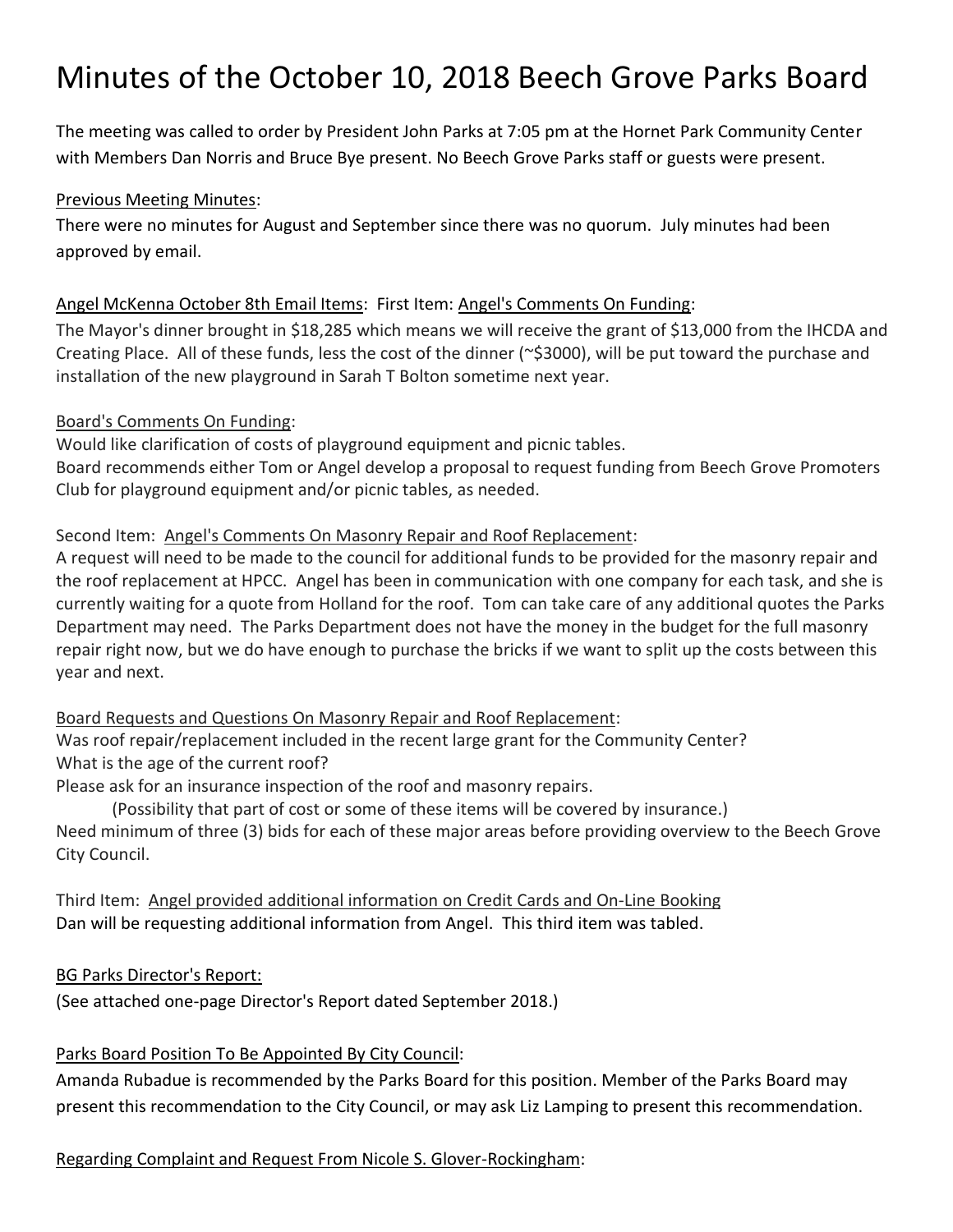# Minutes of the October 10, 2018 Beech Grove Parks Board

The meeting was called to order by President John Parks at 7:05 pm at the Hornet Park Community Center with Members Dan Norris and Bruce Bye present. No Beech Grove Parks staff or guests were present.

Previous Meeting Minutes:
There were no minutes for August and September since there was no quorum. July minutes had been approved by email.

Angel McKenna October 8th Email Items: First Item: Angel's Comments On Funding:
The Mayor's dinner brought in $18,285 which means we will receive the grant of $13,000 from the IHCDA and Creating Place. All of these funds, less the cost of the dinner (~$3000), will be put toward the purchase and installation of the new playground in Sarah T Bolton sometime next year.

Board's Comments On Funding:
Would like clarification of costs of playground equipment and picnic tables.
Board recommends either Tom or Angel develop a proposal to request funding from Beech Grove Promoters Club for playground equipment and/or picnic tables, as needed.

Second Item: Angel's Comments On Masonry Repair and Roof Replacement:
A request will need to be made to the council for additional funds to be provided for the masonry repair and the roof replacement at HPCC. Angel has been in communication with one company for each task, and she is currently waiting for a quote from Holland for the roof. Tom can take care of any additional quotes the Parks Department may need. The Parks Department does not have the money in the budget for the full masonry repair right now, but we do have enough to purchase the bricks if we want to split up the costs between this year and next.

Board Requests and Questions On Masonry Repair and Roof Replacement:
Was roof repair/replacement included in the recent large grant for the Community Center?
What is the age of the current roof?
Please ask for an insurance inspection of the roof and masonry repairs.
    (Possibility that part of cost or some of these items will be covered by insurance.)
Need minimum of three (3) bids for each of these major areas before providing overview to the Beech Grove City Council.

Third Item: Angel provided additional information on Credit Cards and On-Line Booking
Dan will be requesting additional information from Angel. This third item was tabled.

BG Parks Director's Report:
(See attached one-page Director's Report dated September 2018.)

Parks Board Position To Be Appointed By City Council:
Amanda Rubadue is recommended by the Parks Board for this position. Member of the Parks Board may present this recommendation to the City Council, or may ask Liz Lamping to present this recommendation.

Regarding Complaint and Request From Nicole S. Glover-Rockingham: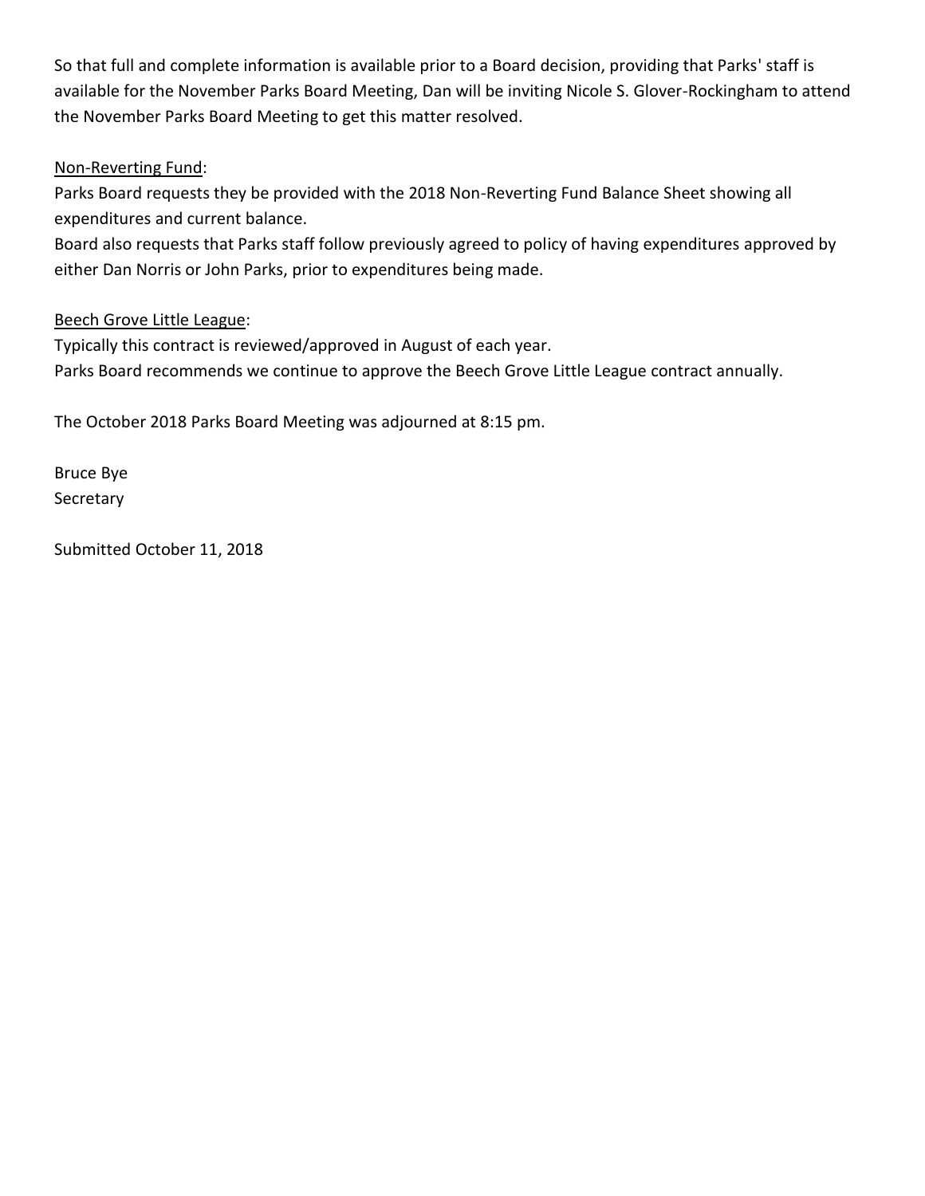So that full and complete information is available prior to a Board decision, providing that Parks' staff is available for the November Parks Board Meeting, Dan will be inviting Nicole S. Glover-Rockingham to attend the November Parks Board Meeting to get this matter resolved.

<u>Non-Reverting Fund</u>:

Parks Board requests they be provided with the 2018 Non-Reverting Fund Balance Sheet showing all expenditures and current balance.

Board also requests that Parks staff follow previously agreed to policy of having expenditures approved by either Dan Norris or John Parks, prior to expenditures being made.

<u>Beech Grove Little League</u>:

Typically this contract is reviewed/approved in August of each year.

Parks Board recommends we continue to approve the Beech Grove Little League contract annually.

The October 2018 Parks Board Meeting was adjourned at 8:15 pm.

Bruce Bye
Secretary

Submitted October 11, 2018